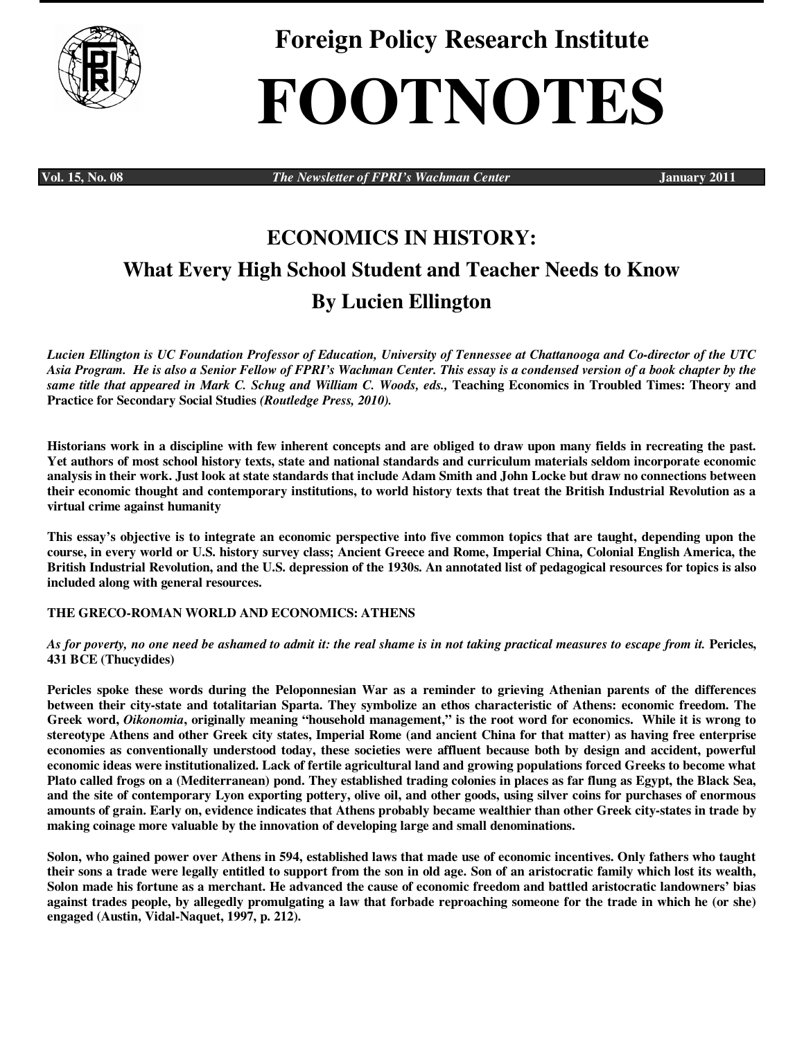# Foreign Policy Research Institute

# FOOTNOTES

**Vol. 15, No. 08** *The Newsletter of FPRI's Wachman Center* **January 2011**

## ECONOMICS IN HISTORY:
## What Every High School Student and Teacher Needs to Know
## By Lucien Ellington

*Lucien Ellington is UC Foundation Professor of Education, University of Tennessee at Chattanooga and Co-director of the UTC Asia Program. He is also a Senior Fellow of FPRI's Wachman Center. This essay is a condensed version of a book chapter by the same title that appeared in Mark C. Schug and William C. Woods, eds.,* **Teaching Economics in Troubled Times: Theory and Practice for Secondary Social Studies** *(Routledge Press, 2010).*

**Historians work in a discipline with few inherent concepts and are obliged to draw upon many fields in recreating the past. Yet authors of most school history texts, state and national standards and curriculum materials seldom incorporate economic analysis in their work. Just look at state standards that include Adam Smith and John Locke but draw no connections between their economic thought and contemporary institutions, to world history texts that treat the British Industrial Revolution as a virtual crime against humanity**

**This essay's objective is to integrate an economic perspective into five common topics that are taught, depending upon the course, in every world or U.S. history survey class; Ancient Greece and Rome, Imperial China, Colonial English America, the British Industrial Revolution, and the U.S. depression of the 1930s. An annotated list of pedagogical resources for topics is also included along with general resources.**

**THE GRECO-ROMAN WORLD AND ECONOMICS: ATHENS**

***As for poverty, no one need be ashamed to admit it: the real shame is in not taking practical measures to escape from it.*** **Pericles, 431 BCE (Thucydides)**

**Pericles spoke these words during the Peloponnesian War as a reminder to grieving Athenian parents of the differences between their city-state and totalitarian Sparta. They symbolize an ethos characteristic of Athens: economic freedom. The Greek word, *Oikonomia*, originally meaning "household management," is the root word for economics. While it is wrong to stereotype Athens and other Greek city states, Imperial Rome (and ancient China for that matter) as having free enterprise economies as conventionally understood today, these societies were affluent because both by design and accident, powerful economic ideas were institutionalized. Lack of fertile agricultural land and growing populations forced Greeks to become what Plato called frogs on a (Mediterranean) pond. They established trading colonies in places as far flung as Egypt, the Black Sea, and the site of contemporary Lyon exporting pottery, olive oil, and other goods, using silver coins for purchases of enormous amounts of grain. Early on, evidence indicates that Athens probably became wealthier than other Greek city-states in trade by making coinage more valuable by the innovation of developing large and small denominations.**

**Solon, who gained power over Athens in 594, established laws that made use of economic incentives. Only fathers who taught their sons a trade were legally entitled to support from the son in old age. Son of an aristocratic family which lost its wealth, Solon made his fortune as a merchant. He advanced the cause of economic freedom and battled aristocratic landowners' bias against trades people, by allegedly promulgating a law that forbade reproaching someone for the trade in which he (or she) engaged (Austin, Vidal-Naquet, 1997, p. 212).**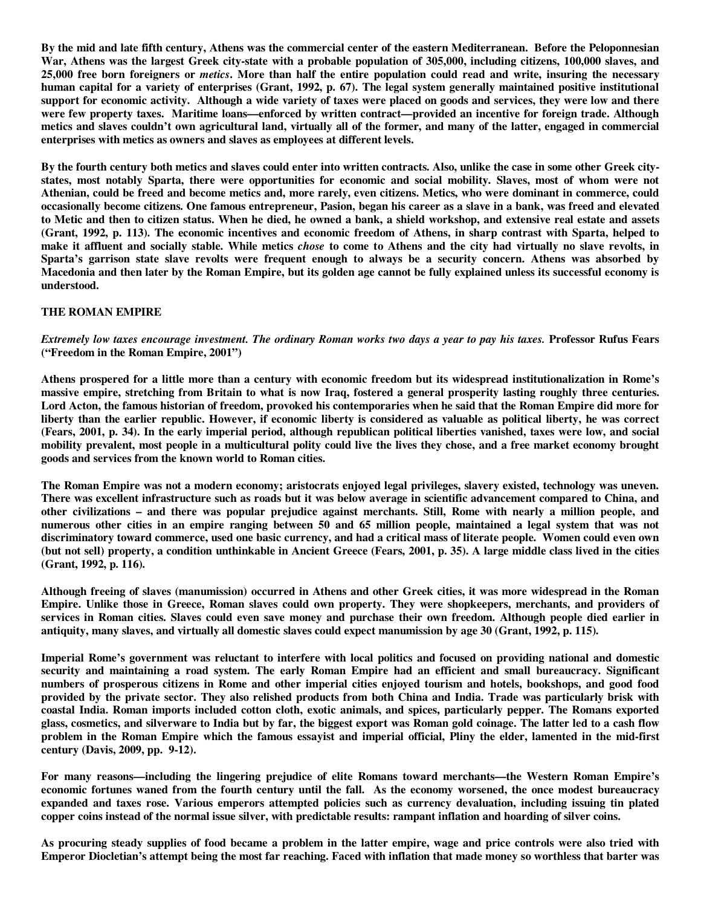By the mid and late fifth century, Athens was the commercial center of the eastern Mediterranean. Before the Peloponnesian War, Athens was the largest Greek city-state with a probable population of 305,000, including citizens, 100,000 slaves, and 25,000 free born foreigners or *metics*. More than half the entire population could read and write, insuring the necessary human capital for a variety of enterprises (Grant, 1992, p. 67). The legal system generally maintained positive institutional support for economic activity. Although a wide variety of taxes were placed on goods and services, they were low and there were few property taxes. Maritime loans—enforced by written contract—provided an incentive for foreign trade. Although metics and slaves couldn't own agricultural land, virtually all of the former, and many of the latter, engaged in commercial enterprises with metics as owners and slaves as employees at different levels.

By the fourth century both metics and slaves could enter into written contracts. Also, unlike the case in some other Greek city-states, most notably Sparta, there were opportunities for economic and social mobility. Slaves, most of whom were not Athenian, could be freed and become metics and, more rarely, even citizens. Metics, who were dominant in commerce, could occasionally become citizens. One famous entrepreneur, Pasion, began his career as a slave in a bank, was freed and elevated to Metic and then to citizen status. When he died, he owned a bank, a shield workshop, and extensive real estate and assets (Grant, 1992, p. 113). The economic incentives and economic freedom of Athens, in sharp contrast with Sparta, helped to make it affluent and socially stable. While metics *chose* to come to Athens and the city had virtually no slave revolts, in Sparta's garrison state slave revolts were frequent enough to always be a security concern. Athens was absorbed by Macedonia and then later by the Roman Empire, but its golden age cannot be fully explained unless its successful economy is understood.

## THE ROMAN EMPIRE

*Extremely low taxes encourage investment. The ordinary Roman works two days a year to pay his taxes.* Professor Rufus Fears ("Freedom in the Roman Empire, 2001")

Athens prospered for a little more than a century with economic freedom but its widespread institutionalization in Rome's massive empire, stretching from Britain to what is now Iraq, fostered a general prosperity lasting roughly three centuries. Lord Acton, the famous historian of freedom, provoked his contemporaries when he said that the Roman Empire did more for liberty than the earlier republic. However, if economic liberty is considered as valuable as political liberty, he was correct (Fears, 2001, p. 34). In the early imperial period, although republican political liberties vanished, taxes were low, and social mobility prevalent, most people in a multicultural polity could live the lives they chose, and a free market economy brought goods and services from the known world to Roman cities.

The Roman Empire was not a modern economy; aristocrats enjoyed legal privileges, slavery existed, technology was uneven. There was excellent infrastructure such as roads but it was below average in scientific advancement compared to China, and other civilizations – and there was popular prejudice against merchants. Still, Rome with nearly a million people, and numerous other cities in an empire ranging between 50 and 65 million people, maintained a legal system that was not discriminatory toward commerce, used one basic currency, and had a critical mass of literate people. Women could even own (but not sell) property, a condition unthinkable in Ancient Greece (Fears, 2001, p. 35). A large middle class lived in the cities (Grant, 1992, p. 116).

Although freeing of slaves (manumission) occurred in Athens and other Greek cities, it was more widespread in the Roman Empire. Unlike those in Greece, Roman slaves could own property. They were shopkeepers, merchants, and providers of services in Roman cities. Slaves could even save money and purchase their own freedom. Although people died earlier in antiquity, many slaves, and virtually all domestic slaves could expect manumission by age 30 (Grant, 1992, p. 115).

Imperial Rome's government was reluctant to interfere with local politics and focused on providing national and domestic security and maintaining a road system. The early Roman Empire had an efficient and small bureaucracy. Significant numbers of prosperous citizens in Rome and other imperial cities enjoyed tourism and hotels, bookshops, and good food provided by the private sector. They also relished products from both China and India. Trade was particularly brisk with coastal India. Roman imports included cotton cloth, exotic animals, and spices, particularly pepper. The Romans exported glass, cosmetics, and silverware to India but by far, the biggest export was Roman gold coinage. The latter led to a cash flow problem in the Roman Empire which the famous essayist and imperial official, Pliny the elder, lamented in the mid-first century (Davis, 2009, pp. 9-12).

For many reasons—including the lingering prejudice of elite Romans toward merchants—the Western Roman Empire's economic fortunes waned from the fourth century until the fall. As the economy worsened, the once modest bureaucracy expanded and taxes rose. Various emperors attempted policies such as currency devaluation, including issuing tin plated copper coins instead of the normal issue silver, with predictable results: rampant inflation and hoarding of silver coins.

As procuring steady supplies of food became a problem in the latter empire, wage and price controls were also tried with Emperor Diocletian's attempt being the most far reaching. Faced with inflation that made money so worthless that barter was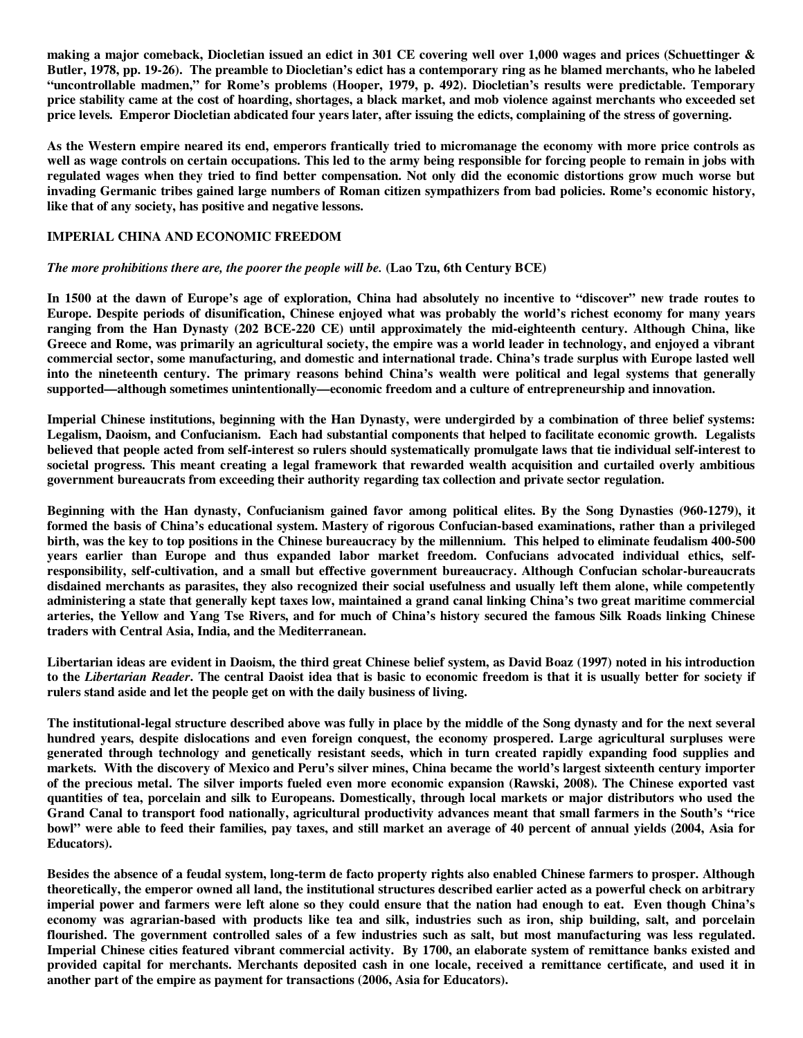making a major comeback, Diocletian issued an edict in 301 CE covering well over 1,000 wages and prices (Schuettinger & Butler, 1978, pp. 19-26). The preamble to Diocletian's edict has a contemporary ring as he blamed merchants, who he labeled "uncontrollable madmen," for Rome's problems (Hooper, 1979, p. 492). Diocletian's results were predictable. Temporary price stability came at the cost of hoarding, shortages, a black market, and mob violence against merchants who exceeded set price levels. Emperor Diocletian abdicated four years later, after issuing the edicts, complaining of the stress of governing.

As the Western empire neared its end, emperors frantically tried to micromanage the economy with more price controls as well as wage controls on certain occupations. This led to the army being responsible for forcing people to remain in jobs with regulated wages when they tried to find better compensation. Not only did the economic distortions grow much worse but invading Germanic tribes gained large numbers of Roman citizen sympathizers from bad policies. Rome's economic history, like that of any society, has positive and negative lessons.

## IMPERIAL CHINA AND ECONOMIC FREEDOM

*The more prohibitions there are, the poorer the people will be.* (Lao Tzu, 6th Century BCE)

In 1500 at the dawn of Europe's age of exploration, China had absolutely no incentive to "discover" new trade routes to Europe. Despite periods of disunification, Chinese enjoyed what was probably the world's richest economy for many years ranging from the Han Dynasty (202 BCE-220 CE) until approximately the mid-eighteenth century. Although China, like Greece and Rome, was primarily an agricultural society, the empire was a world leader in technology, and enjoyed a vibrant commercial sector, some manufacturing, and domestic and international trade. China's trade surplus with Europe lasted well into the nineteenth century. The primary reasons behind China's wealth were political and legal systems that generally supported—although sometimes unintentionally—economic freedom and a culture of entrepreneurship and innovation.

Imperial Chinese institutions, beginning with the Han Dynasty, were undergirded by a combination of three belief systems: Legalism, Daoism, and Confucianism. Each had substantial components that helped to facilitate economic growth. Legalists believed that people acted from self-interest so rulers should systematically promulgate laws that tie individual self-interest to societal progress. This meant creating a legal framework that rewarded wealth acquisition and curtailed overly ambitious government bureaucrats from exceeding their authority regarding tax collection and private sector regulation.

Beginning with the Han dynasty, Confucianism gained favor among political elites. By the Song Dynasties (960-1279), it formed the basis of China's educational system. Mastery of rigorous Confucian-based examinations, rather than a privileged birth, was the key to top positions in the Chinese bureaucracy by the millennium. This helped to eliminate feudalism 400-500 years earlier than Europe and thus expanded labor market freedom. Confucians advocated individual ethics, self-responsibility, self-cultivation, and a small but effective government bureaucracy. Although Confucian scholar-bureaucrats disdained merchants as parasites, they also recognized their social usefulness and usually left them alone, while competently administering a state that generally kept taxes low, maintained a grand canal linking China's two great maritime commercial arteries, the Yellow and Yang Tse Rivers, and for much of China's history secured the famous Silk Roads linking Chinese traders with Central Asia, India, and the Mediterranean.

Libertarian ideas are evident in Daoism, the third great Chinese belief system, as David Boaz (1997) noted in his introduction to the *Libertarian Reader*. The central Daoist idea that is basic to economic freedom is that it is usually better for society if rulers stand aside and let the people get on with the daily business of living.

The institutional-legal structure described above was fully in place by the middle of the Song dynasty and for the next several hundred years, despite dislocations and even foreign conquest, the economy prospered. Large agricultural surpluses were generated through technology and genetically resistant seeds, which in turn created rapidly expanding food supplies and markets. With the discovery of Mexico and Peru's silver mines, China became the world's largest sixteenth century importer of the precious metal. The silver imports fueled even more economic expansion (Rawski, 2008). The Chinese exported vast quantities of tea, porcelain and silk to Europeans. Domestically, through local markets or major distributors who used the Grand Canal to transport food nationally, agricultural productivity advances meant that small farmers in the South's "rice bowl" were able to feed their families, pay taxes, and still market an average of 40 percent of annual yields (2004, Asia for Educators).

Besides the absence of a feudal system, long-term de facto property rights also enabled Chinese farmers to prosper. Although theoretically, the emperor owned all land, the institutional structures described earlier acted as a powerful check on arbitrary imperial power and farmers were left alone so they could ensure that the nation had enough to eat. Even though China's economy was agrarian-based with products like tea and silk, industries such as iron, ship building, salt, and porcelain flourished. The government controlled sales of a few industries such as salt, but most manufacturing was less regulated. Imperial Chinese cities featured vibrant commercial activity. By 1700, an elaborate system of remittance banks existed and provided capital for merchants. Merchants deposited cash in one locale, received a remittance certificate, and used it in another part of the empire as payment for transactions (2006, Asia for Educators).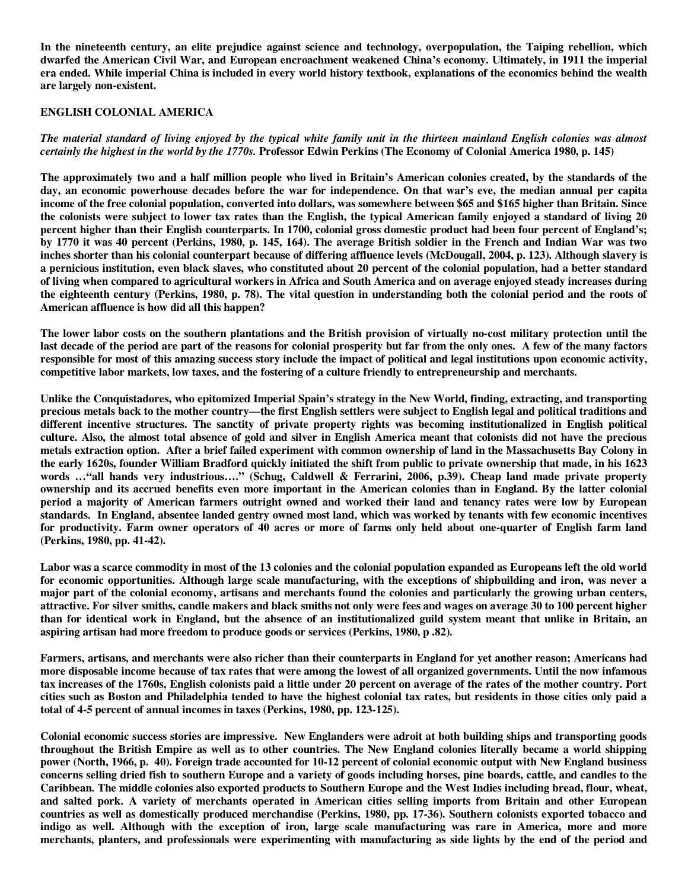**In the nineteenth century, an elite prejudice against science and technology, overpopulation, the Taiping rebellion, which dwarfed the American Civil War, and European encroachment weakened China's economy. Ultimately, in 1911 the imperial era ended. While imperial China is included in every world history textbook, explanations of the economics behind the wealth are largely non-existent.**

## ENGLISH COLONIAL AMERICA

***The material standard of living enjoyed by the typical white family unit in the thirteen mainland English colonies was almost certainly the highest in the world by the 1770s.*** **Professor Edwin Perkins (The Economy of Colonial America 1980, p. 145)**

**The approximately two and a half million people who lived in Britain's American colonies created, by the standards of the day, an economic powerhouse decades before the war for independence. On that war's eve, the median annual per capita income of the free colonial population, converted into dollars, was somewhere between $65 and $165 higher than Britain. Since the colonists were subject to lower tax rates than the English, the typical American family enjoyed a standard of living 20 percent higher than their English counterparts. In 1700, colonial gross domestic product had been four percent of England's; by 1770 it was 40 percent (Perkins, 1980, p. 145, 164). The average British soldier in the French and Indian War was two inches shorter than his colonial counterpart because of differing affluence levels (McDougall, 2004, p. 123). Although slavery is a pernicious institution, even black slaves, who constituted about 20 percent of the colonial population, had a better standard of living when compared to agricultural workers in Africa and South America and on average enjoyed steady increases during the eighteenth century (Perkins, 1980, p. 78). The vital question in understanding both the colonial period and the roots of American affluence is how did all this happen?**

**The lower labor costs on the southern plantations and the British provision of virtually no-cost military protection until the last decade of the period are part of the reasons for colonial prosperity but far from the only ones. A few of the many factors responsible for most of this amazing success story include the impact of political and legal institutions upon economic activity, competitive labor markets, low taxes, and the fostering of a culture friendly to entrepreneurship and merchants.**

**Unlike the Conquistadores, who epitomized Imperial Spain's strategy in the New World, finding, extracting, and transporting precious metals back to the mother country—the first English settlers were subject to English legal and political traditions and different incentive structures. The sanctity of private property rights was becoming institutionalized in English political culture. Also, the almost total absence of gold and silver in English America meant that colonists did not have the precious metals extraction option. After a brief failed experiment with common ownership of land in the Massachusetts Bay Colony in the early 1620s, founder William Bradford quickly initiated the shift from public to private ownership that made, in his 1623 words …"all hands very industrious…." (Schug, Caldwell & Ferrarini, 2006, p.39). Cheap land made private property ownership and its accrued benefits even more important in the American colonies than in England. By the latter colonial period a majority of American farmers outright owned and worked their land and tenancy rates were low by European standards. In England, absentee landed gentry owned most land, which was worked by tenants with few economic incentives for productivity. Farm owner operators of 40 acres or more of farms only held about one-quarter of English farm land (Perkins, 1980, pp. 41-42).**

**Labor was a scarce commodity in most of the 13 colonies and the colonial population expanded as Europeans left the old world for economic opportunities. Although large scale manufacturing, with the exceptions of shipbuilding and iron, was never a major part of the colonial economy, artisans and merchants found the colonies and particularly the growing urban centers, attractive. For silver smiths, candle makers and black smiths not only were fees and wages on average 30 to 100 percent higher than for identical work in England, but the absence of an institutionalized guild system meant that unlike in Britain, an aspiring artisan had more freedom to produce goods or services (Perkins, 1980, p .82).**

**Farmers, artisans, and merchants were also richer than their counterparts in England for yet another reason; Americans had more disposable income because of tax rates that were among the lowest of all organized governments. Until the now infamous tax increases of the 1760s, English colonists paid a little under 20 percent on average of the rates of the mother country. Port cities such as Boston and Philadelphia tended to have the highest colonial tax rates, but residents in those cities only paid a total of 4-5 percent of annual incomes in taxes (Perkins, 1980, pp. 123-125).**

**Colonial economic success stories are impressive. New Englanders were adroit at both building ships and transporting goods throughout the British Empire as well as to other countries. The New England colonies literally became a world shipping power (North, 1966, p. 40). Foreign trade accounted for 10-12 percent of colonial economic output with New England business concerns selling dried fish to southern Europe and a variety of goods including horses, pine boards, cattle, and candles to the Caribbean. The middle colonies also exported products to Southern Europe and the West Indies including bread, flour, wheat, and salted pork. A variety of merchants operated in American cities selling imports from Britain and other European countries as well as domestically produced merchandise (Perkins, 1980, pp. 17-36). Southern colonists exported tobacco and indigo as well. Although with the exception of iron, large scale manufacturing was rare in America, more and more merchants, planters, and professionals were experimenting with manufacturing as side lights by the end of the period and**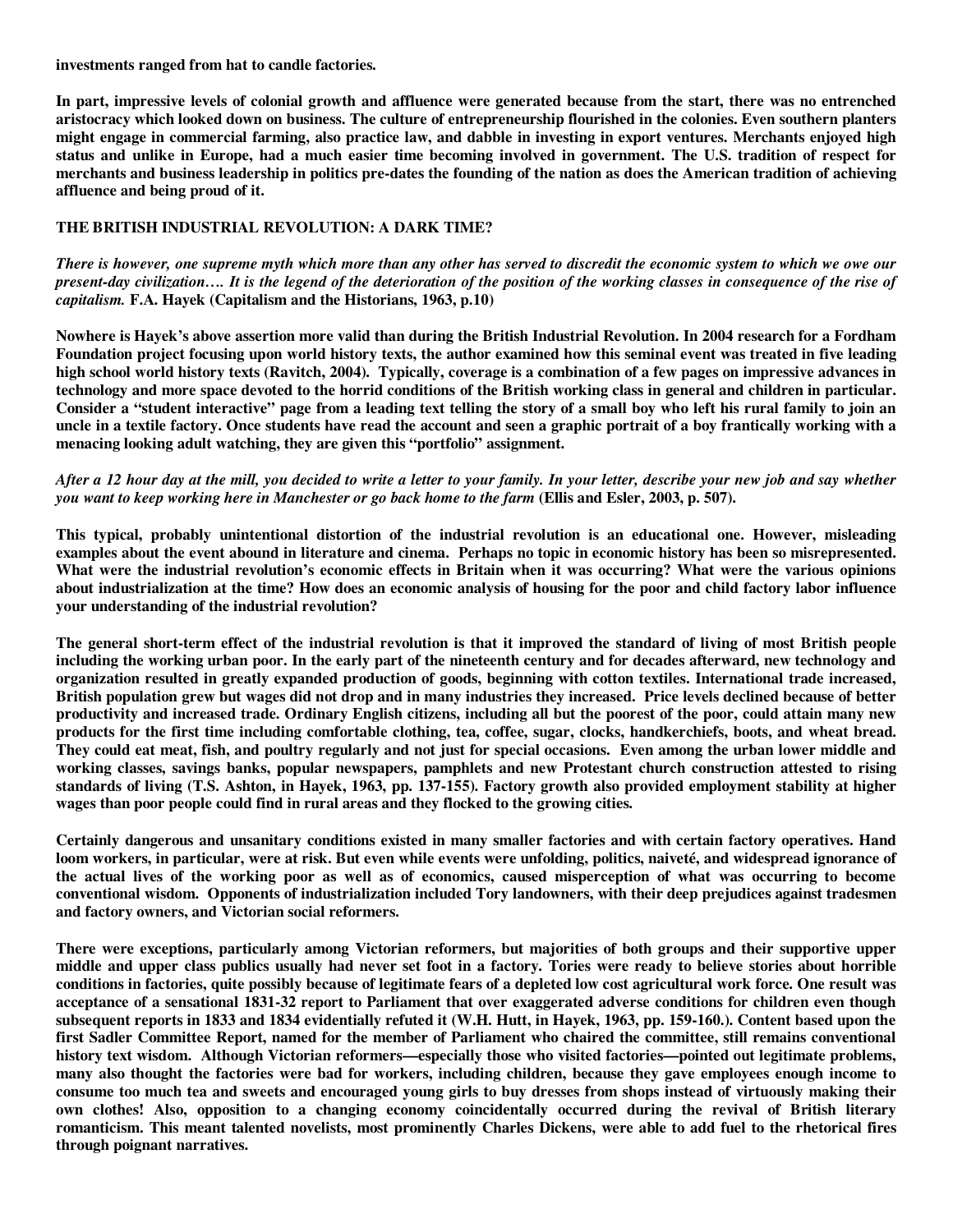**investments ranged from hat to candle factories.**

**In part, impressive levels of colonial growth and affluence were generated because from the start, there was no entrenched aristocracy which looked down on business. The culture of entrepreneurship flourished in the colonies. Even southern planters might engage in commercial farming, also practice law, and dabble in investing in export ventures. Merchants enjoyed high status and unlike in Europe, had a much easier time becoming involved in government. The U.S. tradition of respect for merchants and business leadership in politics pre-dates the founding of the nation as does the American tradition of achieving affluence and being proud of it.**

## THE BRITISH INDUSTRIAL REVOLUTION: A DARK TIME?

***There is however, one supreme myth which more than any other has served to discredit the economic system to which we owe our present-day civilization…. It is the legend of the deterioration of the position of the working classes in consequence of the rise of capitalism.*** **F.A. Hayek (Capitalism and the Historians, 1963, p.10)**

**Nowhere is Hayek's above assertion more valid than during the British Industrial Revolution. In 2004 research for a Fordham Foundation project focusing upon world history texts, the author examined how this seminal event was treated in five leading high school world history texts (Ravitch, 2004). Typically, coverage is a combination of a few pages on impressive advances in technology and more space devoted to the horrid conditions of the British working class in general and children in particular. Consider a "student interactive" page from a leading text telling the story of a small boy who left his rural family to join an uncle in a textile factory. Once students have read the account and seen a graphic portrait of a boy frantically working with a menacing looking adult watching, they are given this "portfolio" assignment.**

***After a 12 hour day at the mill, you decided to write a letter to your family. In your letter, describe your new job and say whether you want to keep working here in Manchester or go back home to the farm*** **(Ellis and Esler, 2003, p. 507).**

**This typical, probably unintentional distortion of the industrial revolution is an educational one. However, misleading examples about the event abound in literature and cinema. Perhaps no topic in economic history has been so misrepresented. What were the industrial revolution's economic effects in Britain when it was occurring? What were the various opinions about industrialization at the time? How does an economic analysis of housing for the poor and child factory labor influence your understanding of the industrial revolution?**

**The general short-term effect of the industrial revolution is that it improved the standard of living of most British people including the working urban poor. In the early part of the nineteenth century and for decades afterward, new technology and organization resulted in greatly expanded production of goods, beginning with cotton textiles. International trade increased, British population grew but wages did not drop and in many industries they increased. Price levels declined because of better productivity and increased trade. Ordinary English citizens, including all but the poorest of the poor, could attain many new products for the first time including comfortable clothing, tea, coffee, sugar, clocks, handkerchiefs, boots, and wheat bread. They could eat meat, fish, and poultry regularly and not just for special occasions. Even among the urban lower middle and working classes, savings banks, popular newspapers, pamphlets and new Protestant church construction attested to rising standards of living (T.S. Ashton, in Hayek, 1963, pp. 137-155). Factory growth also provided employment stability at higher wages than poor people could find in rural areas and they flocked to the growing cities.**

**Certainly dangerous and unsanitary conditions existed in many smaller factories and with certain factory operatives. Hand loom workers, in particular, were at risk. But even while events were unfolding, politics, naiveté, and widespread ignorance of the actual lives of the working poor as well as of economics, caused misperception of what was occurring to become conventional wisdom. Opponents of industrialization included Tory landowners, with their deep prejudices against tradesmen and factory owners, and Victorian social reformers.**

**There were exceptions, particularly among Victorian reformers, but majorities of both groups and their supportive upper middle and upper class publics usually had never set foot in a factory. Tories were ready to believe stories about horrible conditions in factories, quite possibly because of legitimate fears of a depleted low cost agricultural work force. One result was acceptance of a sensational 1831-32 report to Parliament that over exaggerated adverse conditions for children even though subsequent reports in 1833 and 1834 evidentially refuted it (W.H. Hutt, in Hayek, 1963, pp. 159-160.). Content based upon the first Sadler Committee Report, named for the member of Parliament who chaired the committee, still remains conventional history text wisdom. Although Victorian reformers—especially those who visited factories—pointed out legitimate problems, many also thought the factories were bad for workers, including children, because they gave employees enough income to consume too much tea and sweets and encouraged young girls to buy dresses from shops instead of virtuously making their own clothes! Also, opposition to a changing economy coincidentally occurred during the revival of British literary romanticism. This meant talented novelists, most prominently Charles Dickens, were able to add fuel to the rhetorical fires through poignant narratives.**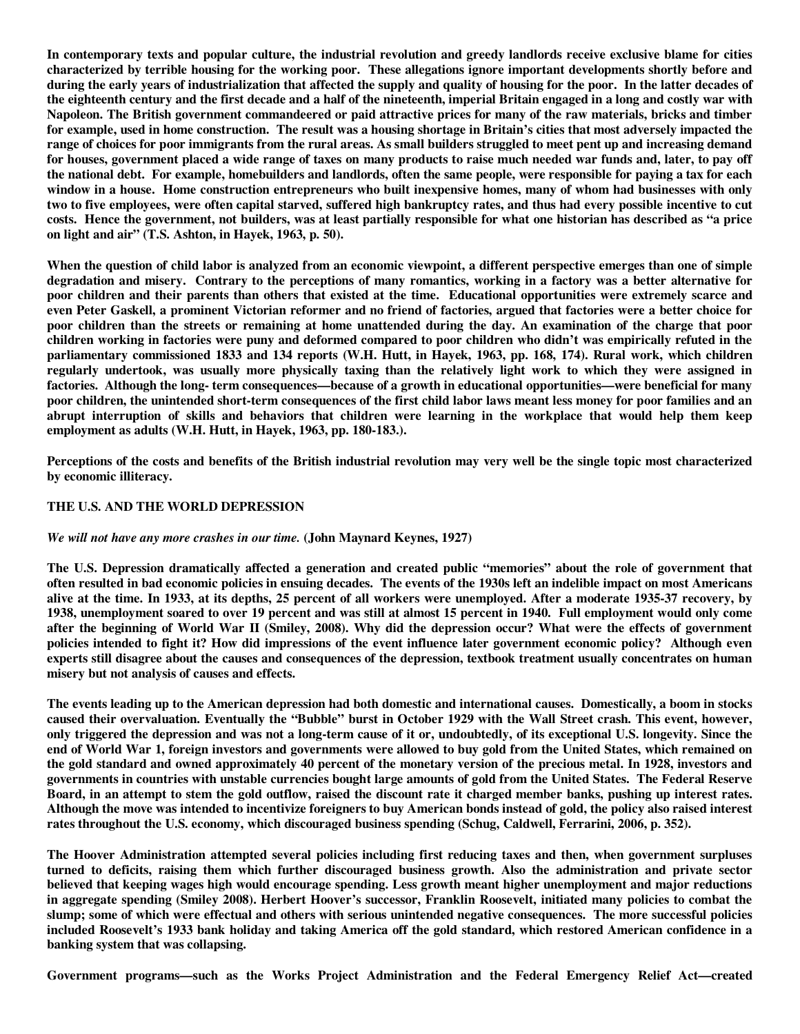In contemporary texts and popular culture, the industrial revolution and greedy landlords receive exclusive blame for cities characterized by terrible housing for the working poor. These allegations ignore important developments shortly before and during the early years of industrialization that affected the supply and quality of housing for the poor. In the latter decades of the eighteenth century and the first decade and a half of the nineteenth, imperial Britain engaged in a long and costly war with Napoleon. The British government commandeered or paid attractive prices for many of the raw materials, bricks and timber for example, used in home construction. The result was a housing shortage in Britain's cities that most adversely impacted the range of choices for poor immigrants from the rural areas. As small builders struggled to meet pent up and increasing demand for houses, government placed a wide range of taxes on many products to raise much needed war funds and, later, to pay off the national debt. For example, homebuilders and landlords, often the same people, were responsible for paying a tax for each window in a house. Home construction entrepreneurs who built inexpensive homes, many of whom had businesses with only two to five employees, were often capital starved, suffered high bankruptcy rates, and thus had every possible incentive to cut costs. Hence the government, not builders, was at least partially responsible for what one historian has described as "a price on light and air" (T.S. Ashton, in Hayek, 1963, p. 50).

When the question of child labor is analyzed from an economic viewpoint, a different perspective emerges than one of simple degradation and misery. Contrary to the perceptions of many romantics, working in a factory was a better alternative for poor children and their parents than others that existed at the time. Educational opportunities were extremely scarce and even Peter Gaskell, a prominent Victorian reformer and no friend of factories, argued that factories were a better choice for poor children than the streets or remaining at home unattended during the day. An examination of the charge that poor children working in factories were puny and deformed compared to poor children who didn't was empirically refuted in the parliamentary commissioned 1833 and 134 reports (W.H. Hutt, in Hayek, 1963, pp. 168, 174). Rural work, which children regularly undertook, was usually more physically taxing than the relatively light work to which they were assigned in factories. Although the long- term consequences—because of a growth in educational opportunities—were beneficial for many poor children, the unintended short-term consequences of the first child labor laws meant less money for poor families and an abrupt interruption of skills and behaviors that children were learning in the workplace that would help them keep employment as adults (W.H. Hutt, in Hayek, 1963, pp. 180-183.).

Perceptions of the costs and benefits of the British industrial revolution may very well be the single topic most characterized by economic illiteracy.

## THE U.S. AND THE WORLD DEPRESSION

*We will not have any more crashes in our time.* (John Maynard Keynes, 1927)

The U.S. Depression dramatically affected a generation and created public "memories" about the role of government that often resulted in bad economic policies in ensuing decades. The events of the 1930s left an indelible impact on most Americans alive at the time. In 1933, at its depths, 25 percent of all workers were unemployed. After a moderate 1935-37 recovery, by 1938, unemployment soared to over 19 percent and was still at almost 15 percent in 1940. Full employment would only come after the beginning of World War II (Smiley, 2008). Why did the depression occur? What were the effects of government policies intended to fight it? How did impressions of the event influence later government economic policy? Although even experts still disagree about the causes and consequences of the depression, textbook treatment usually concentrates on human misery but not analysis of causes and effects.

The events leading up to the American depression had both domestic and international causes. Domestically, a boom in stocks caused their overvaluation. Eventually the "Bubble" burst in October 1929 with the Wall Street crash. This event, however, only triggered the depression and was not a long-term cause of it or, undoubtedly, of its exceptional U.S. longevity. Since the end of World War 1, foreign investors and governments were allowed to buy gold from the United States, which remained on the gold standard and owned approximately 40 percent of the monetary version of the precious metal. In 1928, investors and governments in countries with unstable currencies bought large amounts of gold from the United States. The Federal Reserve Board, in an attempt to stem the gold outflow, raised the discount rate it charged member banks, pushing up interest rates. Although the move was intended to incentivize foreigners to buy American bonds instead of gold, the policy also raised interest rates throughout the U.S. economy, which discouraged business spending (Schug, Caldwell, Ferrarini, 2006, p. 352).

The Hoover Administration attempted several policies including first reducing taxes and then, when government surpluses turned to deficits, raising them which further discouraged business growth. Also the administration and private sector believed that keeping wages high would encourage spending. Less growth meant higher unemployment and major reductions in aggregate spending (Smiley 2008). Herbert Hoover's successor, Franklin Roosevelt, initiated many policies to combat the slump; some of which were effectual and others with serious unintended negative consequences. The more successful policies included Roosevelt's 1933 bank holiday and taking America off the gold standard, which restored American confidence in a banking system that was collapsing.

Government programs—such as the Works Project Administration and the Federal Emergency Relief Act—created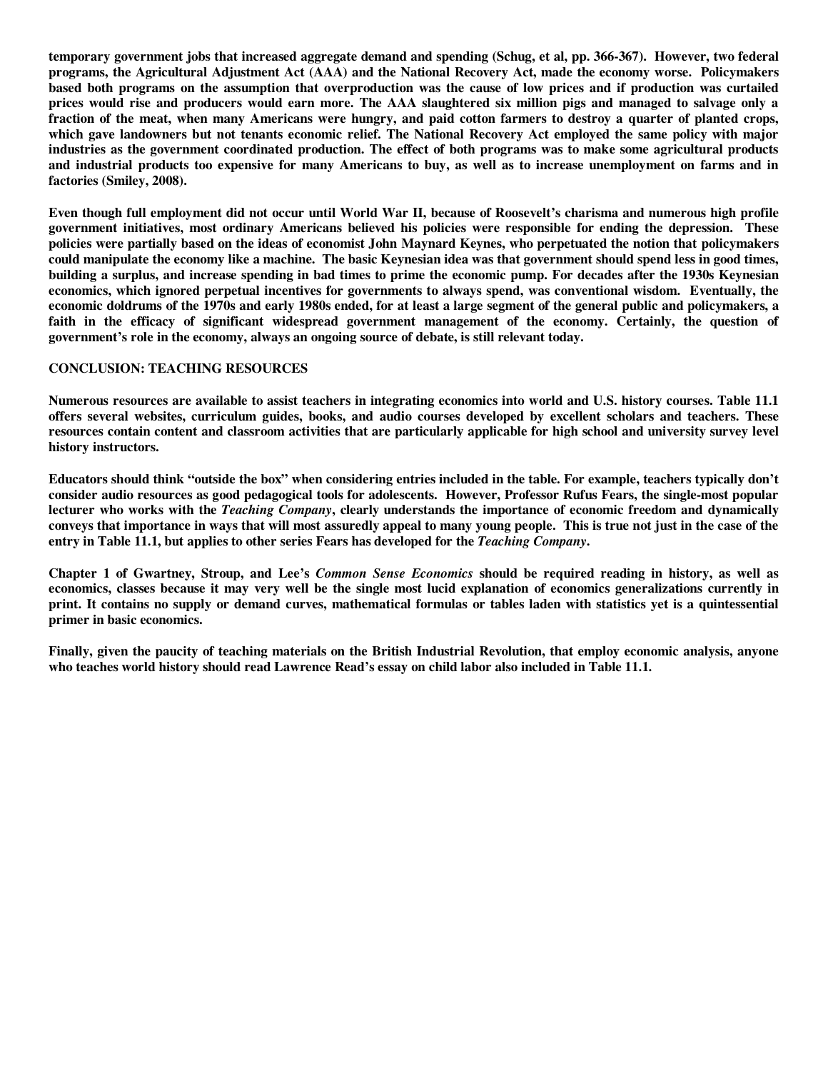temporary government jobs that increased aggregate demand and spending (Schug, et al, pp. 366-367). However, two federal programs, the Agricultural Adjustment Act (AAA) and the National Recovery Act, made the economy worse. Policymakers based both programs on the assumption that overproduction was the cause of low prices and if production was curtailed prices would rise and producers would earn more. The AAA slaughtered six million pigs and managed to salvage only a fraction of the meat, when many Americans were hungry, and paid cotton farmers to destroy a quarter of planted crops, which gave landowners but not tenants economic relief. The National Recovery Act employed the same policy with major industries as the government coordinated production. The effect of both programs was to make some agricultural products and industrial products too expensive for many Americans to buy, as well as to increase unemployment on farms and in factories (Smiley, 2008).

Even though full employment did not occur until World War II, because of Roosevelt's charisma and numerous high profile government initiatives, most ordinary Americans believed his policies were responsible for ending the depression. These policies were partially based on the ideas of economist John Maynard Keynes, who perpetuated the notion that policymakers could manipulate the economy like a machine. The basic Keynesian idea was that government should spend less in good times, building a surplus, and increase spending in bad times to prime the economic pump. For decades after the 1930s Keynesian economics, which ignored perpetual incentives for governments to always spend, was conventional wisdom. Eventually, the economic doldrums of the 1970s and early 1980s ended, for at least a large segment of the general public and policymakers, a faith in the efficacy of significant widespread government management of the economy. Certainly, the question of government's role in the economy, always an ongoing source of debate, is still relevant today.

## CONCLUSION: TEACHING RESOURCES

Numerous resources are available to assist teachers in integrating economics into world and U.S. history courses. Table 11.1 offers several websites, curriculum guides, books, and audio courses developed by excellent scholars and teachers. These resources contain content and classroom activities that are particularly applicable for high school and university survey level history instructors.

Educators should think "outside the box" when considering entries included in the table. For example, teachers typically don't consider audio resources as good pedagogical tools for adolescents. However, Professor Rufus Fears, the single-most popular lecturer who works with the *Teaching Company*, clearly understands the importance of economic freedom and dynamically conveys that importance in ways that will most assuredly appeal to many young people. This is true not just in the case of the entry in Table 11.1, but applies to other series Fears has developed for the *Teaching Company*.

Chapter 1 of Gwartney, Stroup, and Lee's *Common Sense Economics* should be required reading in history, as well as economics, classes because it may very well be the single most lucid explanation of economics generalizations currently in print. It contains no supply or demand curves, mathematical formulas or tables laden with statistics yet is a quintessential primer in basic economics.

Finally, given the paucity of teaching materials on the British Industrial Revolution, that employ economic analysis, anyone who teaches world history should read Lawrence Read's essay on child labor also included in Table 11.1.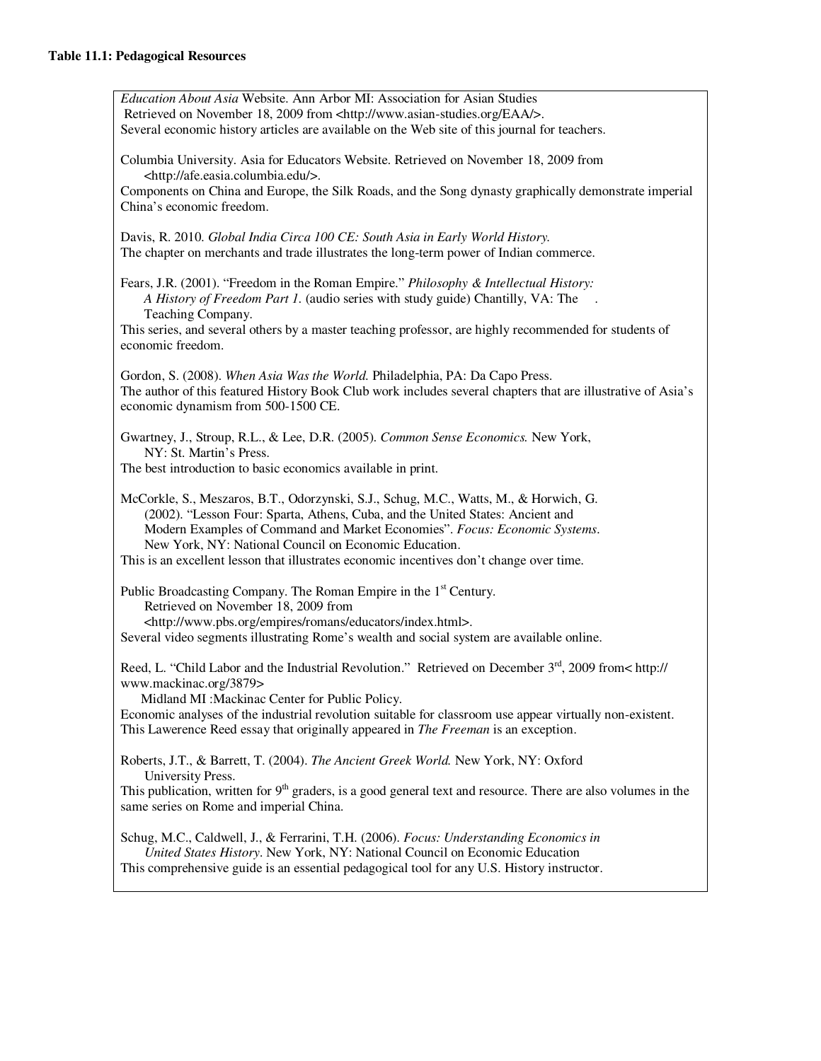**Table 11.1: Pedagogical Resources**

*Education About Asia* Website. Ann Arbor MI: Association for Asian Studies Retrieved on November 18, 2009 from <http://www.asian-studies.org/EAA/>.
Several economic history articles are available on the Web site of this journal for teachers.

Columbia University. Asia for Educators Website. Retrieved on November 18, 2009 from <http://afe.easia.columbia.edu/>.
Components on China and Europe, the Silk Roads, and the Song dynasty graphically demonstrate imperial China's economic freedom.

Davis, R. 2010. *Global India Circa 100 CE: South Asia in Early World History.*
The chapter on merchants and trade illustrates the long-term power of Indian commerce.

Fears, J.R. (2001). "Freedom in the Roman Empire." *Philosophy & Intellectual History: A History of Freedom Part 1.* (audio series with study guide) Chantilly, VA: The . Teaching Company.
This series, and several others by a master teaching professor, are highly recommended for students of economic freedom.

Gordon, S. (2008). *When Asia Was the World.* Philadelphia, PA: Da Capo Press.
The author of this featured History Book Club work includes several chapters that are illustrative of Asia's economic dynamism from 500-1500 CE.

Gwartney, J., Stroup, R.L., & Lee, D.R. (2005). *Common Sense Economics.* New York, NY: St. Martin's Press.
The best introduction to basic economics available in print.

McCorkle, S., Meszaros, B.T., Odorzynski, S.J., Schug, M.C., Watts, M., & Horwich, G. (2002). "Lesson Four: Sparta, Athens, Cuba, and the United States: Ancient and Modern Examples of Command and Market Economies". *Focus: Economic Systems.* New York, NY: National Council on Economic Education.
This is an excellent lesson that illustrates economic incentives don't change over time.

Public Broadcasting Company. The Roman Empire in the 1st Century. Retrieved on November 18, 2009 from <http://www.pbs.org/empires/romans/educators/index.html>.
Several video segments illustrating Rome's wealth and social system are available online.

Reed, L. "Child Labor and the Industrial Revolution." Retrieved on December 3rd, 2009 from< http:// www.mackinac.org/3879> Midland MI :Mackinac Center for Public Policy.
Economic analyses of the industrial revolution suitable for classroom use appear virtually non-existent. This Lawerence Reed essay that originally appeared in *The Freeman* is an exception.

Roberts, J.T., & Barrett, T. (2004). *The Ancient Greek World.* New York, NY: Oxford University Press.
This publication, written for 9th graders, is a good general text and resource. There are also volumes in the same series on Rome and imperial China.

Schug, M.C., Caldwell, J., & Ferrarini, T.H. (2006). *Focus: Understanding Economics in United States History*. New York, NY: National Council on Economic Education
This comprehensive guide is an essential pedagogical tool for any U.S. History instructor.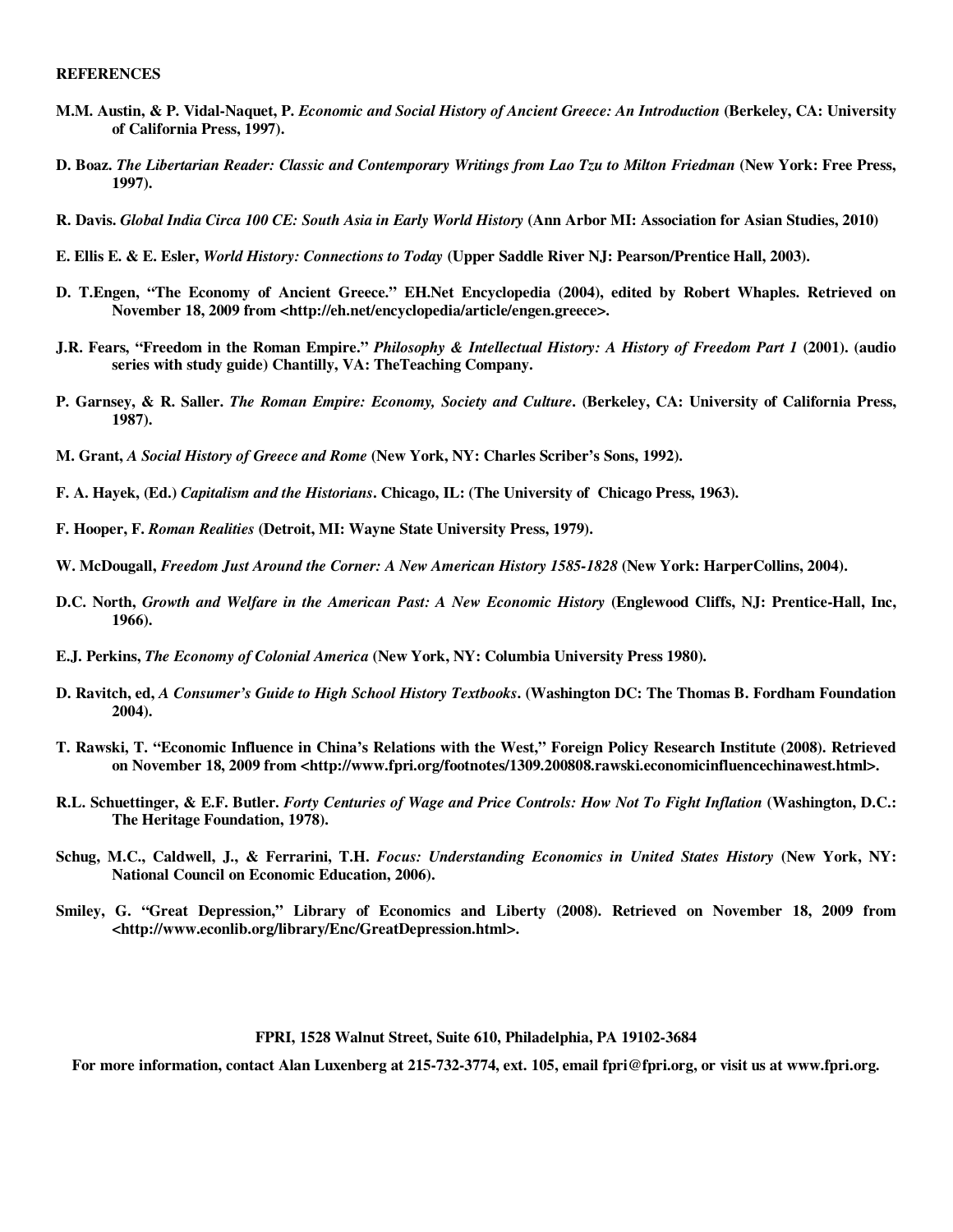**REFERENCES**

**M.M. Austin, & P. Vidal-Naquet, P.** ***Economic and Social History of Ancient Greece: An Introduction*** **(Berkeley, CA: University of California Press, 1997).**

**D. Boaz.** ***The Libertarian Reader: Classic and Contemporary Writings from Lao Tzu to Milton Friedman*** **(New York: Free Press, 1997).**

**R. Davis.** ***Global India Circa 100 CE: South Asia in Early World History*** **(Ann Arbor MI: Association for Asian Studies, 2010)**

**E. Ellis E. & E. Esler,** ***World History: Connections to Today*** **(Upper Saddle River NJ: Pearson/Prentice Hall, 2003).**

**D. T.Engen, "The Economy of Ancient Greece." EH.Net Encyclopedia (2004), edited by Robert Whaples. Retrieved on November 18, 2009 from <http://eh.net/encyclopedia/article/engen.greece>.**

**J.R. Fears, "Freedom in the Roman Empire."** ***Philosophy & Intellectual History: A History of Freedom Part 1*** **(2001). (audio series with study guide) Chantilly, VA: TheTeaching Company.**

**P. Garnsey, & R. Saller.** ***The Roman Empire: Economy, Society and Culture*****. (Berkeley, CA: University of California Press, 1987).**

**M. Grant,** ***A Social History of Greece and Rome*** **(New York, NY: Charles Scriber's Sons, 1992).**

**F. A. Hayek, (Ed.)** ***Capitalism and the Historians*****. Chicago, IL: (The University of Chicago Press, 1963).**

**F. Hooper, F.** ***Roman Realities*** **(Detroit, MI: Wayne State University Press, 1979).**

**W. McDougall,** ***Freedom Just Around the Corner: A New American History 1585-1828*** **(New York: HarperCollins, 2004).**

**D.C. North,** ***Growth and Welfare in the American Past: A New Economic History*** **(Englewood Cliffs, NJ: Prentice-Hall, Inc, 1966).**

**E.J. Perkins,** ***The Economy of Colonial America*** **(New York, NY: Columbia University Press 1980).**

**D. Ravitch, ed,** ***A Consumer's Guide to High School History Textbooks*****. (Washington DC: The Thomas B. Fordham Foundation 2004).**

**T. Rawski, T. "Economic Influence in China's Relations with the West," Foreign Policy Research Institute (2008). Retrieved on November 18, 2009 from <http://www.fpri.org/footnotes/1309.200808.rawski.economicinfluencechinawest.html>.**

**R.L. Schuettinger, & E.F. Butler.** ***Forty Centuries of Wage and Price Controls: How Not To Fight Inflation*** **(Washington, D.C.: The Heritage Foundation, 1978).**

**Schug, M.C., Caldwell, J., & Ferrarini, T.H.** ***Focus: Understanding Economics in United States History*** **(New York, NY: National Council on Economic Education, 2006).**

**Smiley, G. "Great Depression," Library of Economics and Liberty (2008). Retrieved on November 18, 2009 from <http://www.econlib.org/library/Enc/GreatDepression.html>.**

**FPRI, 1528 Walnut Street, Suite 610, Philadelphia, PA 19102-3684**

**For more information, contact Alan Luxenberg at 215-732-3774, ext. 105, email fpri@fpri.org, or visit us at www.fpri.org.**